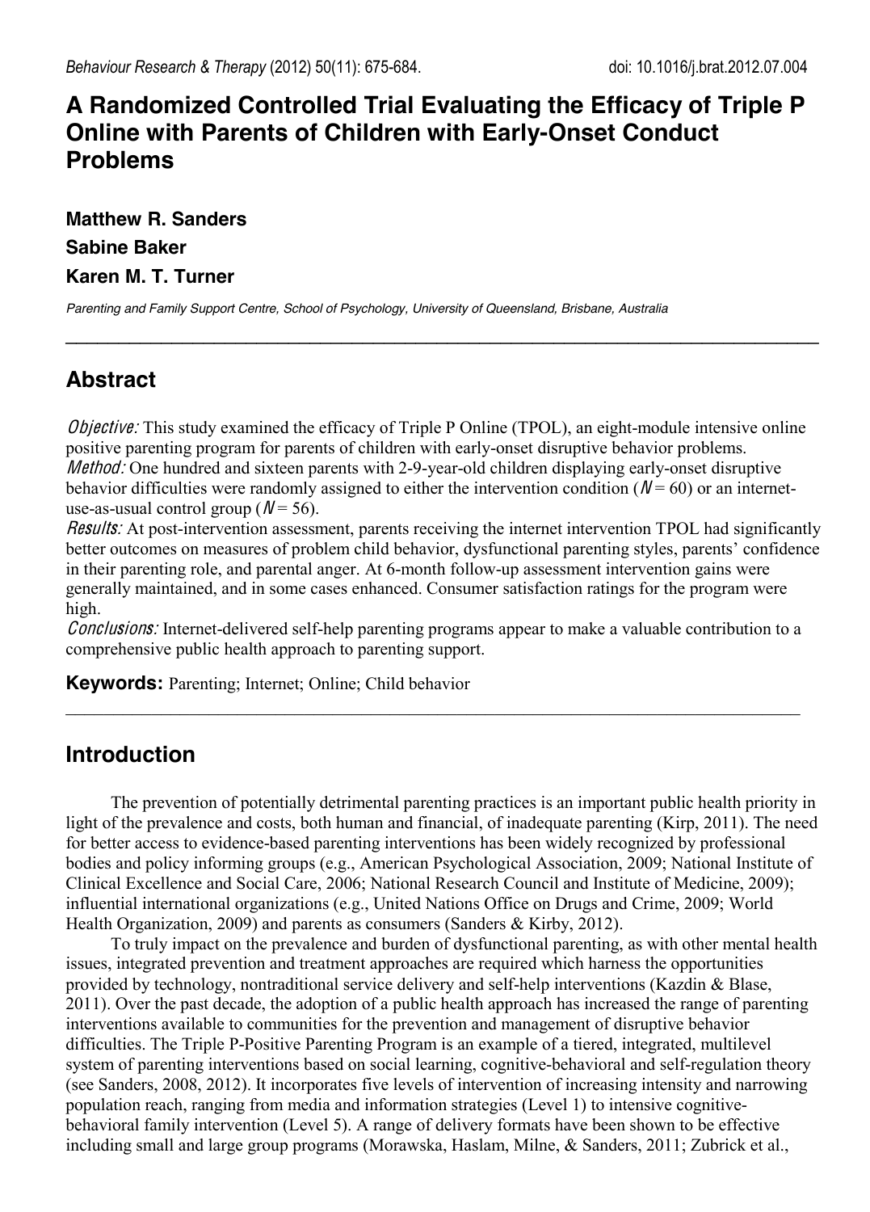Behaviour Research & Therapy (2012) 50(11): 675-684. doi: 10.1016/j.brat.2012.07.004

# A Randomized Controlled Trial Evaluating the Efficacy of Triple P Online with Parents of Children with Early-Onset Conduct Problems

**Matthew R. Sanders**

**Sabine Baker**

**Karen M. T. Turner**

*Parenting and Family Support Centre, School of Psychology, University of Queensland, Brisbane, Australia*

---

## Abstract

*Objective:* This study examined the efficacy of Triple P Online (TPOL), an eight-module intensive online positive parenting program for parents of children with early-onset disruptive behavior problems.
*Method:* One hundred and sixteen parents with 2-9-year-old children displaying early-onset disruptive behavior difficulties were randomly assigned to either the intervention condition ($N = 60$) or an internet-use-as-usual control group ($N = 56$).
*Results:* At post-intervention assessment, parents receiving the internet intervention TPOL had significantly better outcomes on measures of problem child behavior, dysfunctional parenting styles, parents' confidence in their parenting role, and parental anger. At 6-month follow-up assessment intervention gains were generally maintained, and in some cases enhanced. Consumer satisfaction ratings for the program were high.
*Conclusions:* Internet-delivered self-help parenting programs appear to make a valuable contribution to a comprehensive public health approach to parenting support.

**Keywords:** Parenting; Internet; Online; Child behavior

---

## Introduction

The prevention of potentially detrimental parenting practices is an important public health priority in light of the prevalence and costs, both human and financial, of inadequate parenting (Kirp, 2011). The need for better access to evidence-based parenting interventions has been widely recognized by professional bodies and policy informing groups (e.g., American Psychological Association, 2009; National Institute of Clinical Excellence and Social Care, 2006; National Research Council and Institute of Medicine, 2009); influential international organizations (e.g., United Nations Office on Drugs and Crime, 2009; World Health Organization, 2009) and parents as consumers (Sanders & Kirby, 2012).

To truly impact on the prevalence and burden of dysfunctional parenting, as with other mental health issues, integrated prevention and treatment approaches are required which harness the opportunities provided by technology, nontraditional service delivery and self-help interventions (Kazdin & Blase, 2011). Over the past decade, the adoption of a public health approach has increased the range of parenting interventions available to communities for the prevention and management of disruptive behavior difficulties. The Triple P-Positive Parenting Program is an example of a tiered, integrated, multilevel system of parenting interventions based on social learning, cognitive-behavioral and self-regulation theory (see Sanders, 2008, 2012). It incorporates five levels of intervention of increasing intensity and narrowing population reach, ranging from media and information strategies (Level 1) to intensive cognitive-behavioral family intervention (Level 5). A range of delivery formats have been shown to be effective including small and large group programs (Morawska, Haslam, Milne, & Sanders, 2011; Zubrick et al.,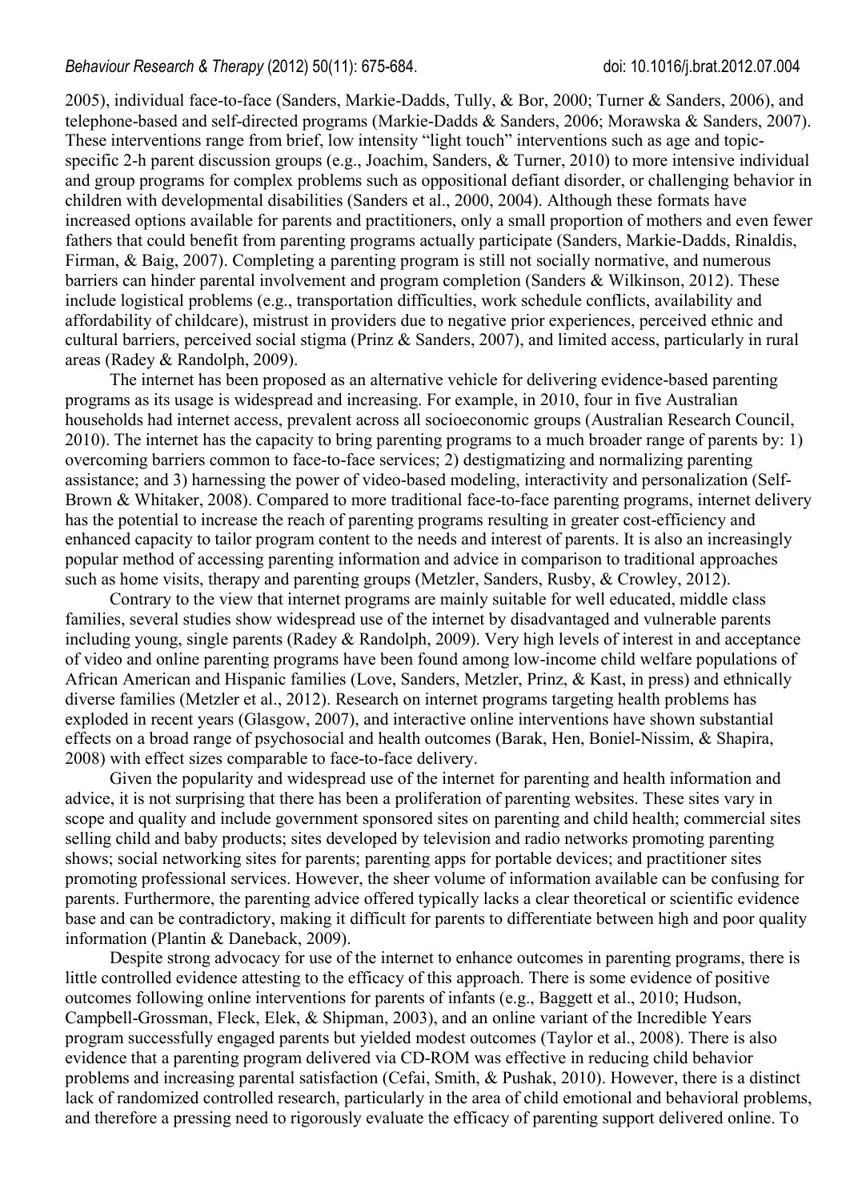2005), individual face-to-face (Sanders, Markie-Dadds, Tully, & Bor, 2000; Turner & Sanders, 2006), and telephone-based and self-directed programs (Markie-Dadds & Sanders, 2006; Morawska & Sanders, 2007). These interventions range from brief, low intensity "light touch" interventions such as age and topic-specific 2-h parent discussion groups (e.g., Joachim, Sanders, & Turner, 2010) to more intensive individual and group programs for complex problems such as oppositional defiant disorder, or challenging behavior in children with developmental disabilities (Sanders et al., 2000, 2004). Although these formats have increased options available for parents and practitioners, only a small proportion of mothers and even fewer fathers that could benefit from parenting programs actually participate (Sanders, Markie-Dadds, Rinaldis, Firman, & Baig, 2007). Completing a parenting program is still not socially normative, and numerous barriers can hinder parental involvement and program completion (Sanders & Wilkinson, 2012). These include logistical problems (e.g., transportation difficulties, work schedule conflicts, availability and affordability of childcare), mistrust in providers due to negative prior experiences, perceived ethnic and cultural barriers, perceived social stigma (Prinz & Sanders, 2007), and limited access, particularly in rural areas (Radey & Randolph, 2009).

The internet has been proposed as an alternative vehicle for delivering evidence-based parenting programs as its usage is widespread and increasing. For example, in 2010, four in five Australian households had internet access, prevalent across all socioeconomic groups (Australian Research Council, 2010). The internet has the capacity to bring parenting programs to a much broader range of parents by: 1) overcoming barriers common to face-to-face services; 2) destigmatizing and normalizing parenting assistance; and 3) harnessing the power of video-based modeling, interactivity and personalization (Self-Brown & Whitaker, 2008). Compared to more traditional face-to-face parenting programs, internet delivery has the potential to increase the reach of parenting programs resulting in greater cost-efficiency and enhanced capacity to tailor program content to the needs and interest of parents. It is also an increasingly popular method of accessing parenting information and advice in comparison to traditional approaches such as home visits, therapy and parenting groups (Metzler, Sanders, Rusby, & Crowley, 2012).

Contrary to the view that internet programs are mainly suitable for well educated, middle class families, several studies show widespread use of the internet by disadvantaged and vulnerable parents including young, single parents (Radey & Randolph, 2009). Very high levels of interest in and acceptance of video and online parenting programs have been found among low-income child welfare populations of African American and Hispanic families (Love, Sanders, Metzler, Prinz, & Kast, in press) and ethnically diverse families (Metzler et al., 2012). Research on internet programs targeting health problems has exploded in recent years (Glasgow, 2007), and interactive online interventions have shown substantial effects on a broad range of psychosocial and health outcomes (Barak, Hen, Boniel-Nissim, & Shapira, 2008) with effect sizes comparable to face-to-face delivery.

Given the popularity and widespread use of the internet for parenting and health information and advice, it is not surprising that there has been a proliferation of parenting websites. These sites vary in scope and quality and include government sponsored sites on parenting and child health; commercial sites selling child and baby products; sites developed by television and radio networks promoting parenting shows; social networking sites for parents; parenting apps for portable devices; and practitioner sites promoting professional services. However, the sheer volume of information available can be confusing for parents. Furthermore, the parenting advice offered typically lacks a clear theoretical or scientific evidence base and can be contradictory, making it difficult for parents to differentiate between high and poor quality information (Plantin & Daneback, 2009).

Despite strong advocacy for use of the internet to enhance outcomes in parenting programs, there is little controlled evidence attesting to the efficacy of this approach. There is some evidence of positive outcomes following online interventions for parents of infants (e.g., Baggett et al., 2010; Hudson, Campbell-Grossman, Fleck, Elek, & Shipman, 2003), and an online variant of the Incredible Years program successfully engaged parents but yielded modest outcomes (Taylor et al., 2008). There is also evidence that a parenting program delivered via CD-ROM was effective in reducing child behavior problems and increasing parental satisfaction (Cefai, Smith, & Pushak, 2010). However, there is a distinct lack of randomized controlled research, particularly in the area of child emotional and behavioral problems, and therefore a pressing need to rigorously evaluate the efficacy of parenting support delivered online. To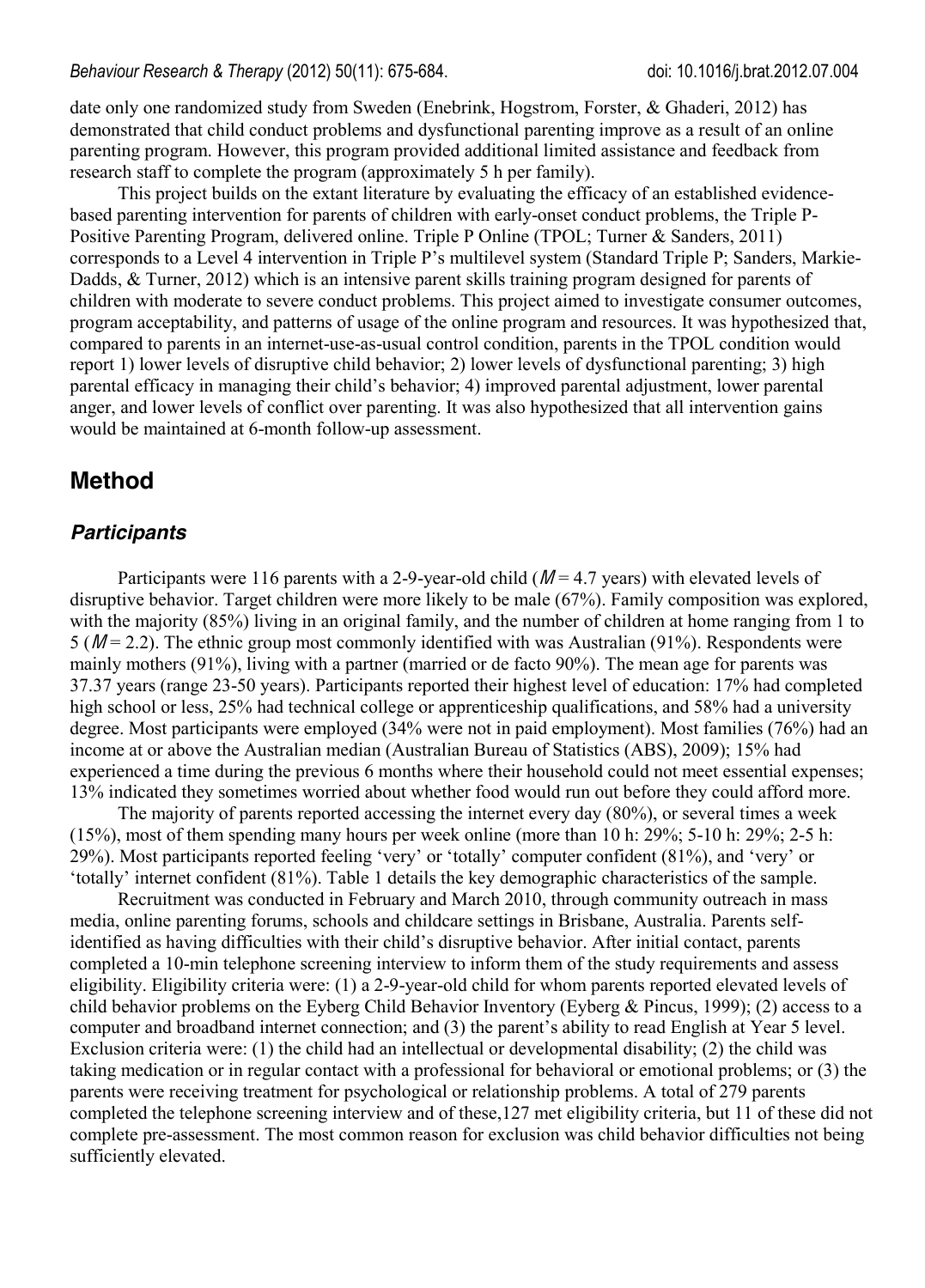date only one randomized study from Sweden (Enebrink, Hogstrom, Forster, & Ghaderi, 2012) has demonstrated that child conduct problems and dysfunctional parenting improve as a result of an online parenting program. However, this program provided additional limited assistance and feedback from research staff to complete the program (approximately 5 h per family).

This project builds on the extant literature by evaluating the efficacy of an established evidence-based parenting intervention for parents of children with early-onset conduct problems, the Triple P-Positive Parenting Program, delivered online. Triple P Online (TPOL; Turner & Sanders, 2011) corresponds to a Level 4 intervention in Triple P's multilevel system (Standard Triple P; Sanders, Markie-Dadds, & Turner, 2012) which is an intensive parent skills training program designed for parents of children with moderate to severe conduct problems. This project aimed to investigate consumer outcomes, program acceptability, and patterns of usage of the online program and resources. It was hypothesized that, compared to parents in an internet-use-as-usual control condition, parents in the TPOL condition would report 1) lower levels of disruptive child behavior; 2) lower levels of dysfunctional parenting; 3) high parental efficacy in managing their child's behavior; 4) improved parental adjustment, lower parental anger, and lower levels of conflict over parenting. It was also hypothesized that all intervention gains would be maintained at 6-month follow-up assessment.

## Method

### *Participants*

Participants were 116 parents with a 2-9-year-old child ($M = 4.7$ years) with elevated levels of disruptive behavior. Target children were more likely to be male (67%). Family composition was explored, with the majority (85%) living in an original family, and the number of children at home ranging from 1 to 5 ($M = 2.2$). The ethnic group most commonly identified with was Australian (91%). Respondents were mainly mothers (91%), living with a partner (married or de facto 90%). The mean age for parents was 37.37 years (range 23-50 years). Participants reported their highest level of education: 17% had completed high school or less, 25% had technical college or apprenticeship qualifications, and 58% had a university degree. Most participants were employed (34% were not in paid employment). Most families (76%) had an income at or above the Australian median (Australian Bureau of Statistics (ABS), 2009); 15% had experienced a time during the previous 6 months where their household could not meet essential expenses; 13% indicated they sometimes worried about whether food would run out before they could afford more.

The majority of parents reported accessing the internet every day (80%), or several times a week (15%), most of them spending many hours per week online (more than 10 h: 29%; 5-10 h: 29%; 2-5 h: 29%). Most participants reported feeling 'very' or 'totally' computer confident (81%), and 'very' or 'totally' internet confident (81%). Table 1 details the key demographic characteristics of the sample.

Recruitment was conducted in February and March 2010, through community outreach in mass media, online parenting forums, schools and childcare settings in Brisbane, Australia. Parents self-identified as having difficulties with their child's disruptive behavior. After initial contact, parents completed a 10-min telephone screening interview to inform them of the study requirements and assess eligibility. Eligibility criteria were: (1) a 2-9-year-old child for whom parents reported elevated levels of child behavior problems on the Eyberg Child Behavior Inventory (Eyberg & Pincus, 1999); (2) access to a computer and broadband internet connection; and (3) the parent's ability to read English at Year 5 level. Exclusion criteria were: (1) the child had an intellectual or developmental disability; (2) the child was taking medication or in regular contact with a professional for behavioral or emotional problems; or (3) the parents were receiving treatment for psychological or relationship problems. A total of 279 parents completed the telephone screening interview and of these,127 met eligibility criteria, but 11 of these did not complete pre-assessment. The most common reason for exclusion was child behavior difficulties not being sufficiently elevated.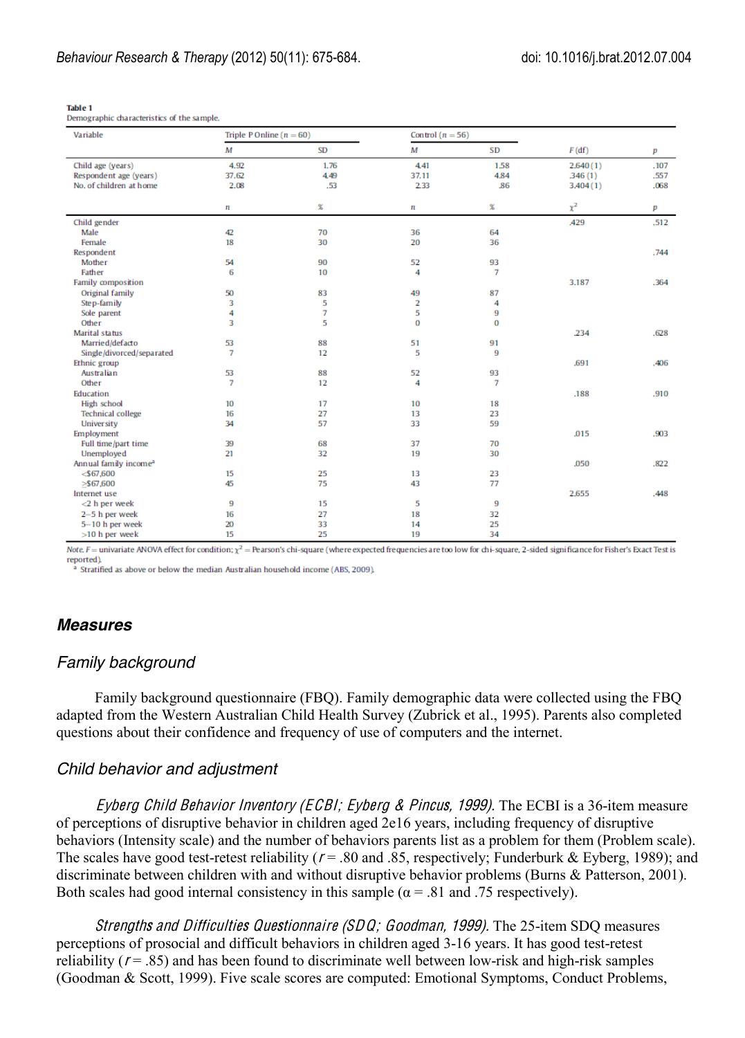**Table 1**
Demographic characteristics of the sample.

| Variable | Triple P Online ($n$ = 60) | | Control ($n$ = 56) | | | |
|---|---|---|---|---|---|---|
| | *M* | SD | *M* | SD | *F* (df) | *p* |
| Child age (years) | 4.92 | 1.76 | 4.41 | 1.58 | 2.640 (1) | .107 |
| Respondent age (years) | 37.62 | 4.49 | 37.11 | 4.84 | .346 (1) | .557 |
| No. of children at home | 2.08 | .53 | 2.33 | .86 | 3.404 (1) | .068 |
| | *n* | % | *n* | % | $\chi^2$ | *p* |
| Child gender | | | | | .429 | .512 |
| Male | 42 | 70 | 36 | 64 | | |
| Female | 18 | 30 | 20 | 36 | | |
| Respondent | | | | | | .744 |
| Mother | 54 | 90 | 52 | 93 | | |
| Father | 6 | 10 | 4 | 7 | | |
| Family composition | | | | | 3.187 | .364 |
| Original family | 50 | 83 | 49 | 87 | | |
| Step-family | 3 | 5 | 2 | 4 | | |
| Sole parent | 4 | 7 | 5 | 9 | | |
| Other | 3 | 5 | 0 | 0 | | |
| Marital status | | | | | .234 | .628 |
| Married/defacto | 53 | 88 | 51 | 91 | | |
| Single/divorced/separated | 7 | 12 | 5 | 9 | | |
| Ethnic group | | | | | .691 | .406 |
| Australian | 53 | 88 | 52 | 93 | | |
| Other | 7 | 12 | 4 | 7 | | |
| Education | | | | | .188 | .910 |
| High school | 10 | 17 | 10 | 18 | | |
| Technical college | 16 | 27 | 13 | 23 | | |
| University | 34 | 57 | 33 | 59 | | |
| Employment | | | | | .015 | .903 |
| Full time/part time | 39 | 68 | 37 | 70 | | |
| Unemployed | 21 | 32 | 19 | 30 | | |
| Annual family income[a] | | | | | .050 | .822 |
| <$67,600 | 15 | 25 | 13 | 23 | | |
| ≥$67,600 | 45 | 75 | 43 | 77 | | |
| Internet use | | | | | 2.655 | .448 |
| <2 h per week | 9 | 15 | 5 | 9 | | |
| 2–5 h per week | 16 | 27 | 18 | 32 | | |
| 5–10 h per week | 20 | 33 | 14 | 25 | | |
| >10 h per week | 15 | 25 | 19 | 34 | | |

*Note. F* = univariate ANOVA effect for condition; $\chi^2$ = Pearson's chi-square (where expected frequencies are too low for chi-square, 2-sided significance for Fisher's Exact Test is reported).
[a] Stratified as above or below the median Australian household income (ABS, 2009).

## Measures

### Family background

Family background questionnaire (FBQ). Family demographic data were collected using the FBQ adapted from the Western Australian Child Health Survey (Zubrick et al., 1995). Parents also completed questions about their confidence and frequency of use of computers and the internet.

### Child behavior and adjustment

*Eyberg Child Behavior Inventory (ECBI; Eyberg & Pincus, 1999).* The ECBI is a 36-item measure of perceptions of disruptive behavior in children aged 2e16 years, including frequency of disruptive behaviors (Intensity scale) and the number of behaviors parents list as a problem for them (Problem scale). The scales have good test-retest reliability ($r$ = .80 and .85, respectively; Funderburk & Eyberg, 1989); and discriminate between children with and without disruptive behavior problems (Burns & Patterson, 2001). Both scales had good internal consistency in this sample ($\alpha$ = .81 and .75 respectively).

*Strengths and Difficulties Questionnaire (SDQ; Goodman, 1999).* The 25-item SDQ measures perceptions of prosocial and difficult behaviors in children aged 3-16 years. It has good test-retest reliability ($r$ = .85) and has been found to discriminate well between low-risk and high-risk samples (Goodman & Scott, 1999). Five scale scores are computed: Emotional Symptoms, Conduct Problems,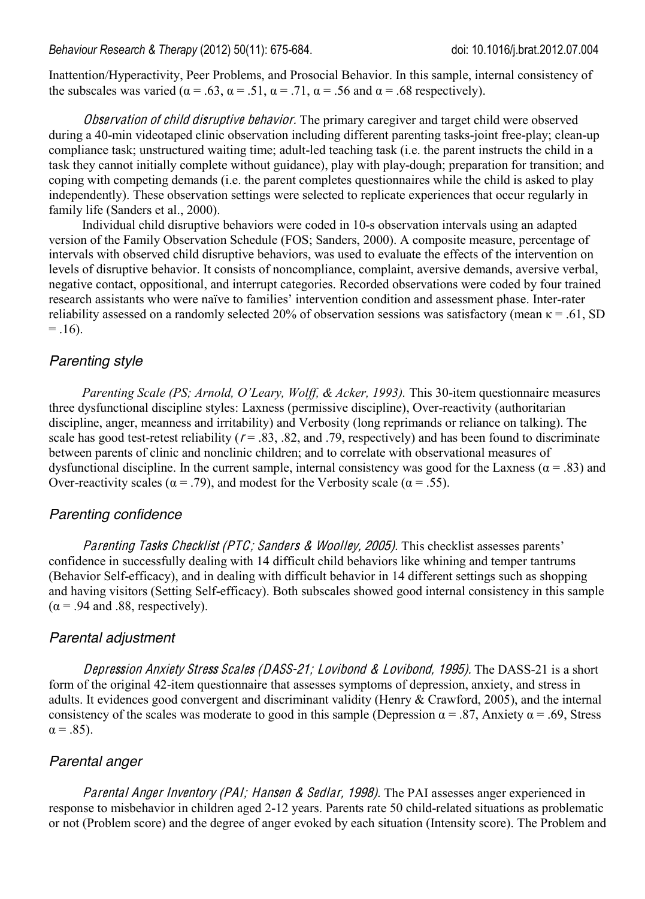Inattention/Hyperactivity, Peer Problems, and Prosocial Behavior. In this sample, internal consistency of the subscales was varied (α = .63, α = .51, α = .71, α = .56 and α = .68 respectively).

*Observation of child disruptive behavior.* The primary caregiver and target child were observed during a 40-min videotaped clinic observation including different parenting tasks-joint free-play; clean-up compliance task; unstructured waiting time; adult-led teaching task (i.e. the parent instructs the child in a task they cannot initially complete without guidance), play with play-dough; preparation for transition; and coping with competing demands (i.e. the parent completes questionnaires while the child is asked to play independently). These observation settings were selected to replicate experiences that occur regularly in family life (Sanders et al., 2000).

Individual child disruptive behaviors were coded in 10-s observation intervals using an adapted version of the Family Observation Schedule (FOS; Sanders, 2000). A composite measure, percentage of intervals with observed child disruptive behaviors, was used to evaluate the effects of the intervention on levels of disruptive behavior. It consists of noncompliance, complaint, aversive demands, aversive verbal, negative contact, oppositional, and interrupt categories. Recorded observations were coded by four trained research assistants who were naïve to families' intervention condition and assessment phase. Inter-rater reliability assessed on a randomly selected 20% of observation sessions was satisfactory (mean κ = .61, SD = .16).

## Parenting style

*Parenting Scale (PS; Arnold, O'Leary, Wolff, & Acker, 1993).* This 30-item questionnaire measures three dysfunctional discipline styles: Laxness (permissive discipline), Over-reactivity (authoritarian discipline, anger, meanness and irritability) and Verbosity (long reprimands or reliance on talking). The scale has good test-retest reliability ($r$ = .83, .82, and .79, respectively) and has been found to discriminate between parents of clinic and nonclinic children; and to correlate with observational measures of dysfunctional discipline. In the current sample, internal consistency was good for the Laxness (α = .83) and Over-reactivity scales (α = .79), and modest for the Verbosity scale (α = .55).

## Parenting confidence

*Parenting Tasks Checklist (PTC; Sanders & Woolley, 2005).* This checklist assesses parents' confidence in successfully dealing with 14 difficult child behaviors like whining and temper tantrums (Behavior Self-efficacy), and in dealing with difficult behavior in 14 different settings such as shopping and having visitors (Setting Self-efficacy). Both subscales showed good internal consistency in this sample (α = .94 and .88, respectively).

## Parental adjustment

*Depression Anxiety Stress Scales (DASS-21; Lovibond & Lovibond, 1995).* The DASS-21 is a short form of the original 42-item questionnaire that assesses symptoms of depression, anxiety, and stress in adults. It evidences good convergent and discriminant validity (Henry & Crawford, 2005), and the internal consistency of the scales was moderate to good in this sample (Depression α = .87, Anxiety α = .69, Stress α = .85).

## Parental anger

*Parental Anger Inventory (PAI; Hansen & Sedlar, 1998).* The PAI assesses anger experienced in response to misbehavior in children aged 2-12 years. Parents rate 50 child-related situations as problematic or not (Problem score) and the degree of anger evoked by each situation (Intensity score). The Problem and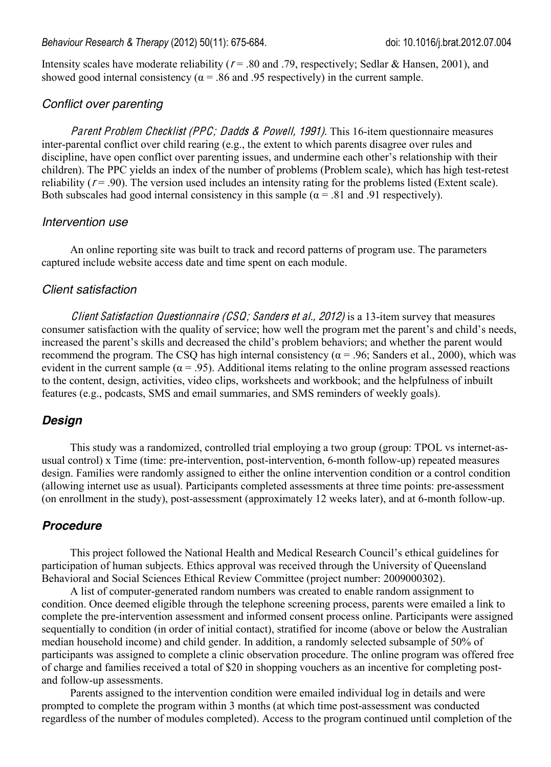Intensity scales have moderate reliability ($r = .80$ and $.79$, respectively; Sedlar & Hansen, 2001), and showed good internal consistency ($\alpha = .86$ and $.95$ respectively) in the current sample.

### *Conflict over parenting*

*Parent Problem Checklist (PPC; Dadds & Powell, 1991).* This 16-item questionnaire measures inter-parental conflict over child rearing (e.g., the extent to which parents disagree over rules and discipline, have open conflict over parenting issues, and undermine each other's relationship with their children). The PPC yields an index of the number of problems (Problem scale), which has high test-retest reliability ($r = .90$). The version used includes an intensity rating for the problems listed (Extent scale). Both subscales had good internal consistency in this sample ($\alpha = .81$ and $.91$ respectively).

### *Intervention use*

An online reporting site was built to track and record patterns of program use. The parameters captured include website access date and time spent on each module.

### *Client satisfaction*

*Client Satisfaction Questionnaire (CSQ; Sanders et al., 2012)* is a 13-item survey that measures consumer satisfaction with the quality of service; how well the program met the parent's and child's needs, increased the parent's skills and decreased the child's problem behaviors; and whether the parent would recommend the program. The CSQ has high internal consistency ($\alpha = .96$; Sanders et al., 2000), which was evident in the current sample ($\alpha = .95$). Additional items relating to the online program assessed reactions to the content, design, activities, video clips, worksheets and workbook; and the helpfulness of inbuilt features (e.g., podcasts, SMS and email summaries, and SMS reminders of weekly goals).

## ***Design***

This study was a randomized, controlled trial employing a two group (group: TPOL vs internet-as-usual control) x Time (time: pre-intervention, post-intervention, 6-month follow-up) repeated measures design. Families were randomly assigned to either the online intervention condition or a control condition (allowing internet use as usual). Participants completed assessments at three time points: pre-assessment (on enrollment in the study), post-assessment (approximately 12 weeks later), and at 6-month follow-up.

## ***Procedure***

This project followed the National Health and Medical Research Council's ethical guidelines for participation of human subjects. Ethics approval was received through the University of Queensland Behavioral and Social Sciences Ethical Review Committee (project number: 2009000302).

A list of computer-generated random numbers was created to enable random assignment to condition. Once deemed eligible through the telephone screening process, parents were emailed a link to complete the pre-intervention assessment and informed consent process online. Participants were assigned sequentially to condition (in order of initial contact), stratified for income (above or below the Australian median household income) and child gender. In addition, a randomly selected subsample of 50% of participants was assigned to complete a clinic observation procedure. The online program was offered free of charge and families received a total of $20 in shopping vouchers as an incentive for completing post- and follow-up assessments.

Parents assigned to the intervention condition were emailed individual log in details and were prompted to complete the program within 3 months (at which time post-assessment was conducted regardless of the number of modules completed). Access to the program continued until completion of the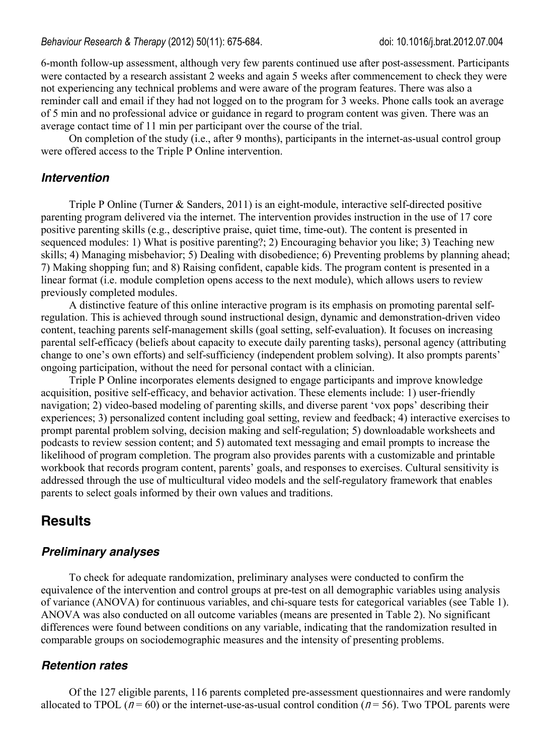6-month follow-up assessment, although very few parents continued use after post-assessment. Participants were contacted by a research assistant 2 weeks and again 5 weeks after commencement to check they were not experiencing any technical problems and were aware of the program features. There was also a reminder call and email if they had not logged on to the program for 3 weeks. Phone calls took an average of 5 min and no professional advice or guidance in regard to program content was given. There was an average contact time of 11 min per participant over the course of the trial.

On completion of the study (i.e., after 9 months), participants in the internet-as-usual control group were offered access to the Triple P Online intervention.

### *Intervention*

Triple P Online (Turner & Sanders, 2011) is an eight-module, interactive self-directed positive parenting program delivered via the internet. The intervention provides instruction in the use of 17 core positive parenting skills (e.g., descriptive praise, quiet time, time-out). The content is presented in sequenced modules: 1) What is positive parenting?; 2) Encouraging behavior you like; 3) Teaching new skills; 4) Managing misbehavior; 5) Dealing with disobedience; 6) Preventing problems by planning ahead; 7) Making shopping fun; and 8) Raising confident, capable kids. The program content is presented in a linear format (i.e. module completion opens access to the next module), which allows users to review previously completed modules.

A distinctive feature of this online interactive program is its emphasis on promoting parental self-regulation. This is achieved through sound instructional design, dynamic and demonstration-driven video content, teaching parents self-management skills (goal setting, self-evaluation). It focuses on increasing parental self-efficacy (beliefs about capacity to execute daily parenting tasks), personal agency (attributing change to one's own efforts) and self-sufficiency (independent problem solving). It also prompts parents' ongoing participation, without the need for personal contact with a clinician.

Triple P Online incorporates elements designed to engage participants and improve knowledge acquisition, positive self-efficacy, and behavior activation. These elements include: 1) user-friendly navigation; 2) video-based modeling of parenting skills, and diverse parent 'vox pops' describing their experiences; 3) personalized content including goal setting, review and feedback; 4) interactive exercises to prompt parental problem solving, decision making and self-regulation; 5) downloadable worksheets and podcasts to review session content; and 5) automated text messaging and email prompts to increase the likelihood of program completion. The program also provides parents with a customizable and printable workbook that records program content, parents' goals, and responses to exercises. Cultural sensitivity is addressed through the use of multicultural video models and the self-regulatory framework that enables parents to select goals informed by their own values and traditions.

## Results

### *Preliminary analyses*

To check for adequate randomization, preliminary analyses were conducted to confirm the equivalence of the intervention and control groups at pre-test on all demographic variables using analysis of variance (ANOVA) for continuous variables, and chi-square tests for categorical variables (see Table 1). ANOVA was also conducted on all outcome variables (means are presented in Table 2). No significant differences were found between conditions on any variable, indicating that the randomization resulted in comparable groups on sociodemographic measures and the intensity of presenting problems.

### *Retention rates*

Of the 127 eligible parents, 116 parents completed pre-assessment questionnaires and were randomly allocated to TPOL ($n = 60$) or the internet-use-as-usual control condition ($n = 56$). Two TPOL parents were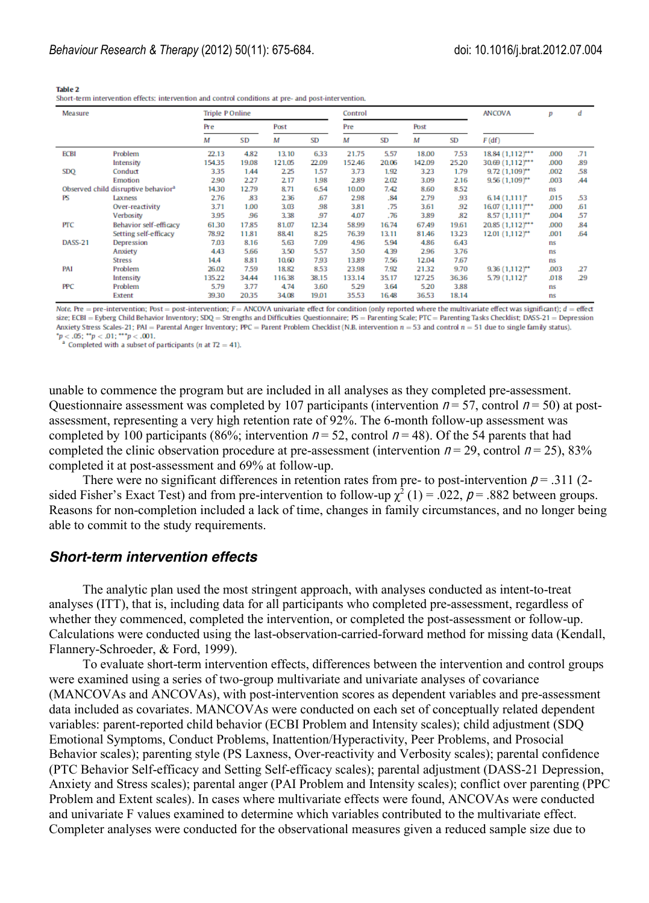**Table 2**
Short-term intervention effects: intervention and control conditions at pre- and post-intervention.

| Measure | | Triple P Online | | | | Control | | | | ANCOVA | p | d |
|---|---|---|---|---|---|---|---|---|---|---|---|---|
| | | Pre | | Post | | Pre | | Post | | | | |
| | | M | SD | M | SD | M | SD | M | SD | F (df) | | |
| ECBI | Problem | 22.13 | 4.82 | 13.10 | 6.33 | 21.75 | 5.57 | 18.00 | 7.53 | 18.84 (1,112)*** | .000 | .71 |
| | Intensity | 154.35 | 19.08 | 121.05 | 22.09 | 152.46 | 20.06 | 142.09 | 25.20 | 30.69 (1,112)*** | .000 | .89 |
| SDQ | Conduct | 3.35 | 1.44 | 2.25 | 1.57 | 3.73 | 1.92 | 3.23 | 1.79 | 9.72 (1,109)** | .002 | .58 |
| | Emotion | 2.90 | 2.27 | 2.17 | 1.98 | 2.89 | 2.02 | 3.09 | 2.16 | 9.56 (1,109)** | .003 | .44 |
| Observed child disruptive behavior[a] | | 14.30 | 12.79 | 8.71 | 6.54 | 10.00 | 7.42 | 8.60 | 8.52 | | ns | |
| PS | Laxness | 2.76 | .83 | 2.36 | .67 | 2.98 | .84 | 2.79 | .93 | 6.14 (1,111)* | .015 | .53 |
| | Over-reactivity | 3.71 | 1.00 | 3.03 | .98 | 3.81 | .75 | 3.61 | .92 | 16.07 (1,111)*** | .000 | .61 |
| | Verbosity | 3.95 | .96 | 3.38 | .97 | 4.07 | .76 | 3.89 | .82 | 8.57 (1,111)** | .004 | .57 |
| PTC | Behavior self-efficacy | 61.30 | 17.85 | 81.07 | 12.34 | 58.99 | 16.74 | 67.49 | 19.61 | 20.85 (1,112)*** | .000 | .84 |
| | Setting self-efficacy | 78.92 | 11.81 | 88.41 | 8.25 | 76.39 | 13.11 | 81.46 | 13.23 | 12.01 (1,112)** | .001 | .64 |
| DASS-21 | Depression | 7.03 | 8.16 | 5.63 | 7.09 | 4.96 | 5.94 | 4.86 | 6.43 | | ns | |
| | Anxiety | 4.43 | 5.66 | 3.50 | 5.57 | 3.50 | 4.39 | 2.96 | 3.76 | | ns | |
| | Stress | 14.4 | 8.81 | 10.60 | 7.93 | 13.89 | 7.56 | 12.04 | 7.67 | | ns | |
| PAI | Problem | 26.02 | 7.59 | 18.82 | 8.53 | 23.98 | 7.92 | 21.32 | 9.70 | 9.36 (1,112)** | .003 | .27 |
| | Intensity | 135.22 | 34.44 | 116.38 | 38.15 | 133.14 | 35.17 | 127.25 | 36.36 | 5.79 (1,112)* | .018 | .29 |
| PPC | Problem | 5.79 | 3.77 | 4.74 | 3.60 | 5.29 | 3.64 | 5.20 | 3.88 | | ns | |
| | Extent | 39.30 | 20.35 | 34.08 | 19.01 | 35.53 | 16.48 | 36.53 | 18.14 | | ns | |

*Note.* Pre = pre-intervention; Post = post-intervention; *F* = ANCOVA univariate effect for condition (only reported where the multivariate effect was significant); *d* = effect size; ECBI = Eyberg Child Behavior Inventory; SDQ = Strengths and Difficulties Questionnaire; PS = Parenting Scale; PTC = Parenting Tasks Checklist; DASS-21 = Depression Anxiety Stress Scales-21; PAI = Parental Anger Inventory; PPC = Parent Problem Checklist (N.B. intervention *n* = 53 and control *n* = 51 due to single family status).
*$p < .05$; **$p < .01$; ***$p < .001$.
[a] Completed with a subset of participants (*n* at T2 = 41).

unable to commence the program but are included in all analyses as they completed pre-assessment. Questionnaire assessment was completed by 107 participants (intervention $n = 57$, control $n = 50$) at post-assessment, representing a very high retention rate of 92%. The 6-month follow-up assessment was completed by 100 participants (86%; intervention $n = 52$, control $n = 48$). Of the 54 parents that had completed the clinic observation procedure at pre-assessment (intervention $n = 29$, control $n = 25$), 83% completed it at post-assessment and 69% at follow-up.

There were no significant differences in retention rates from pre- to post-intervention $p = .311$ (2-sided Fisher's Exact Test) and from pre-intervention to follow-up $\chi^2$ (1) = .022, $p = .882$ between groups. Reasons for non-completion included a lack of time, changes in family circumstances, and no longer being able to commit to the study requirements.

## *Short-term intervention effects*

The analytic plan used the most stringent approach, with analyses conducted as intent-to-treat analyses (ITT), that is, including data for all participants who completed pre-assessment, regardless of whether they commenced, completed the intervention, or completed the post-assessment or follow-up. Calculations were conducted using the last-observation-carried-forward method for missing data (Kendall, Flannery-Schroeder, & Ford, 1999).

To evaluate short-term intervention effects, differences between the intervention and control groups were examined using a series of two-group multivariate and univariate analyses of covariance (MANCOVAs and ANCOVAs), with post-intervention scores as dependent variables and pre-assessment data included as covariates. MANCOVAs were conducted on each set of conceptually related dependent variables: parent-reported child behavior (ECBI Problem and Intensity scales); child adjustment (SDQ Emotional Symptoms, Conduct Problems, Inattention/Hyperactivity, Peer Problems, and Prosocial Behavior scales); parenting style (PS Laxness, Over-reactivity and Verbosity scales); parental confidence (PTC Behavior Self-efficacy and Setting Self-efficacy scales); parental adjustment (DASS-21 Depression, Anxiety and Stress scales); parental anger (PAI Problem and Intensity scales); conflict over parenting (PPC Problem and Extent scales). In cases where multivariate effects were found, ANCOVAs were conducted and univariate F values examined to determine which variables contributed to the multivariate effect. Completer analyses were conducted for the observational measures given a reduced sample size due to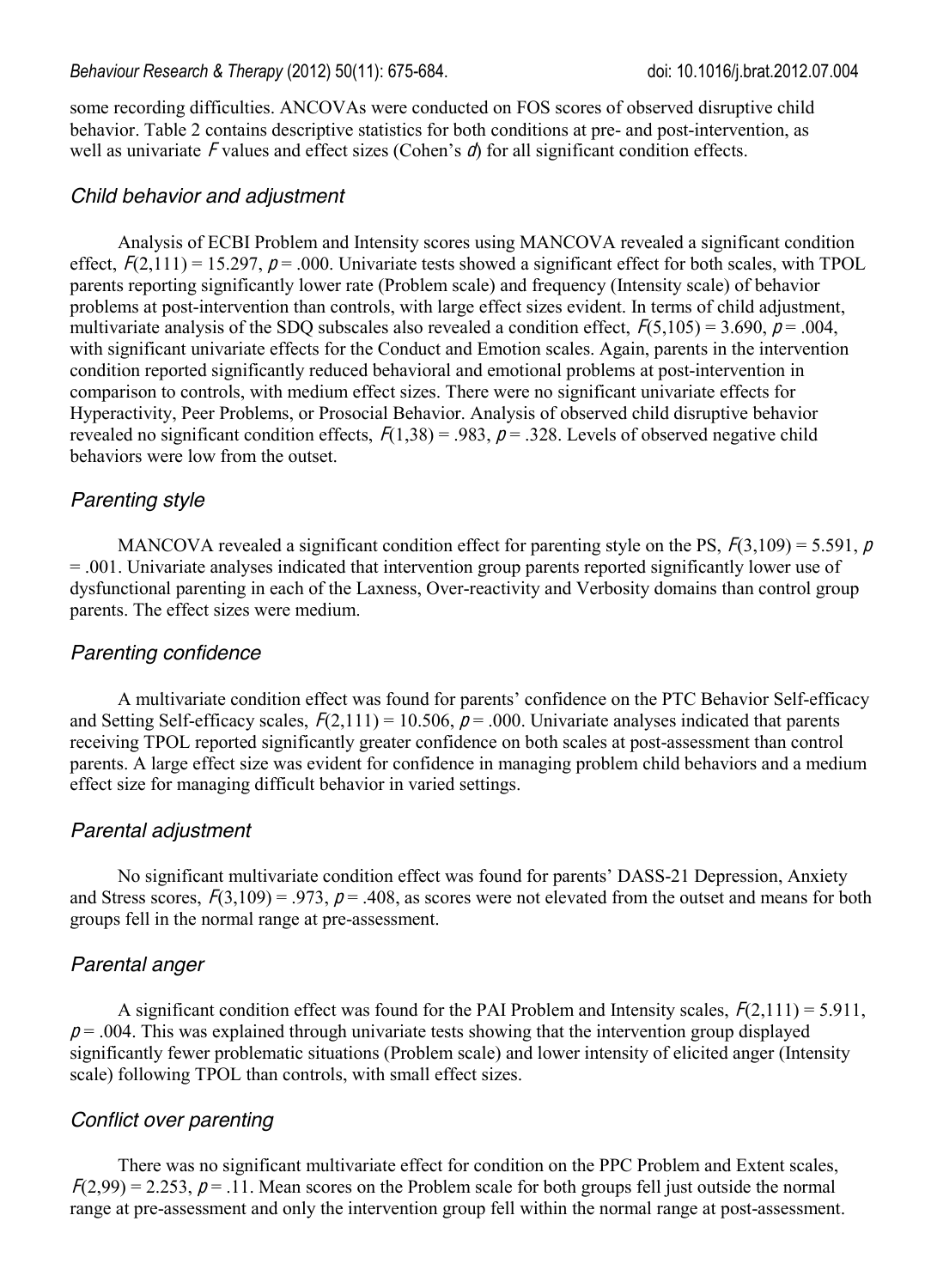some recording difficulties. ANCOVAs were conducted on FOS scores of observed disruptive child behavior. Table 2 contains descriptive statistics for both conditions at pre- and post-intervention, as well as univariate $F$ values and effect sizes (Cohen's $d$) for all significant condition effects.

### Child behavior and adjustment

Analysis of ECBI Problem and Intensity scores using MANCOVA revealed a significant condition effect, $F(2,111) = 15.297$, $p = .000$. Univariate tests showed a significant effect for both scales, with TPOL parents reporting significantly lower rate (Problem scale) and frequency (Intensity scale) of behavior problems at post-intervention than controls, with large effect sizes evident. In terms of child adjustment, multivariate analysis of the SDQ subscales also revealed a condition effect, $F(5,105) = 3.690$, $p = .004$, with significant univariate effects for the Conduct and Emotion scales. Again, parents in the intervention condition reported significantly reduced behavioral and emotional problems at post-intervention in comparison to controls, with medium effect sizes. There were no significant univariate effects for Hyperactivity, Peer Problems, or Prosocial Behavior. Analysis of observed child disruptive behavior revealed no significant condition effects, $F(1,38) = .983$, $p = .328$. Levels of observed negative child behaviors were low from the outset.

### Parenting style

MANCOVA revealed a significant condition effect for parenting style on the PS, $F(3,109) = 5.591$, $p = .001$. Univariate analyses indicated that intervention group parents reported significantly lower use of dysfunctional parenting in each of the Laxness, Over-reactivity and Verbosity domains than control group parents. The effect sizes were medium.

### Parenting confidence

A multivariate condition effect was found for parents' confidence on the PTC Behavior Self-efficacy and Setting Self-efficacy scales, $F(2,111) = 10.506$, $p = .000$. Univariate analyses indicated that parents receiving TPOL reported significantly greater confidence on both scales at post-assessment than control parents. A large effect size was evident for confidence in managing problem child behaviors and a medium effect size for managing difficult behavior in varied settings.

### Parental adjustment

No significant multivariate condition effect was found for parents' DASS-21 Depression, Anxiety and Stress scores, $F(3,109) = .973$, $p = .408$, as scores were not elevated from the outset and means for both groups fell in the normal range at pre-assessment.

### Parental anger

A significant condition effect was found for the PAI Problem and Intensity scales, $F(2,111) = 5.911$, $p = .004$. This was explained through univariate tests showing that the intervention group displayed significantly fewer problematic situations (Problem scale) and lower intensity of elicited anger (Intensity scale) following TPOL than controls, with small effect sizes.

### Conflict over parenting

There was no significant multivariate effect for condition on the PPC Problem and Extent scales, $F(2,99) = 2.253$, $p = .11$. Mean scores on the Problem scale for both groups fell just outside the normal range at pre-assessment and only the intervention group fell within the normal range at post-assessment.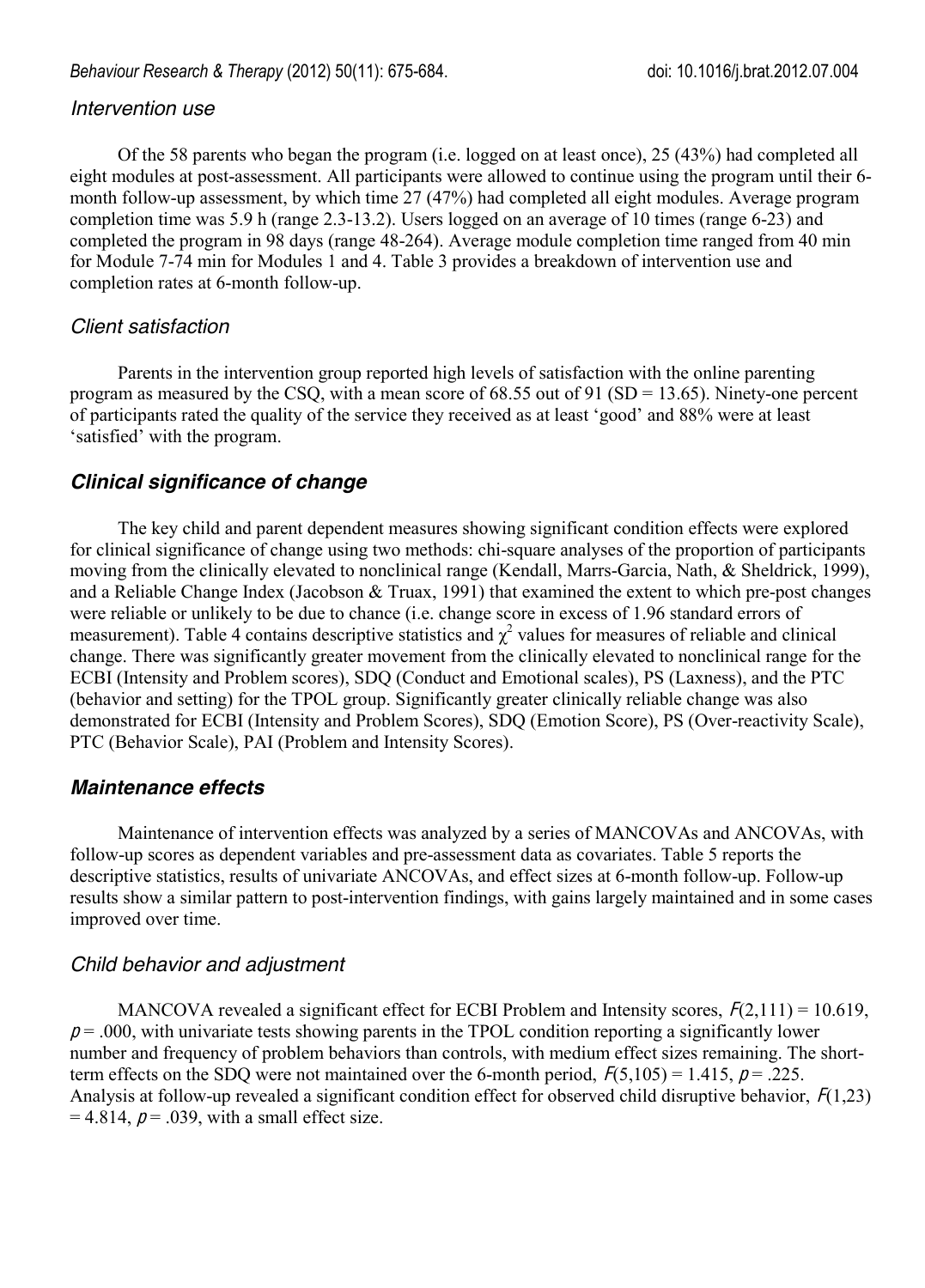### *Intervention use*

Of the 58 parents who began the program (i.e. logged on at least once), 25 (43%) had completed all eight modules at post-assessment. All participants were allowed to continue using the program until their 6-month follow-up assessment, by which time 27 (47%) had completed all eight modules. Average program completion time was 5.9 h (range 2.3-13.2). Users logged on an average of 10 times (range 6-23) and completed the program in 98 days (range 48-264). Average module completion time ranged from 40 min for Module 7-74 min for Modules 1 and 4. Table 3 provides a breakdown of intervention use and completion rates at 6-month follow-up.

### *Client satisfaction*

Parents in the intervention group reported high levels of satisfaction with the online parenting program as measured by the CSQ, with a mean score of 68.55 out of 91 (SD = 13.65). Ninety-one percent of participants rated the quality of the service they received as at least 'good' and 88% were at least 'satisfied' with the program.

## ***Clinical significance of change***

The key child and parent dependent measures showing significant condition effects were explored for clinical significance of change using two methods: chi-square analyses of the proportion of participants moving from the clinically elevated to nonclinical range (Kendall, Marrs-Garcia, Nath, & Sheldrick, 1999), and a Reliable Change Index (Jacobson & Truax, 1991) that examined the extent to which pre-post changes were reliable or unlikely to be due to chance (i.e. change score in excess of 1.96 standard errors of measurement). Table 4 contains descriptive statistics and $\chi^2$ values for measures of reliable and clinical change. There was significantly greater movement from the clinically elevated to nonclinical range for the ECBI (Intensity and Problem scores), SDQ (Conduct and Emotional scales), PS (Laxness), and the PTC (behavior and setting) for the TPOL group. Significantly greater clinically reliable change was also demonstrated for ECBI (Intensity and Problem Scores), SDQ (Emotion Score), PS (Over-reactivity Scale), PTC (Behavior Scale), PAI (Problem and Intensity Scores).

## ***Maintenance effects***

Maintenance of intervention effects was analyzed by a series of MANCOVAs and ANCOVAs, with follow-up scores as dependent variables and pre-assessment data as covariates. Table 5 reports the descriptive statistics, results of univariate ANCOVAs, and effect sizes at 6-month follow-up. Follow-up results show a similar pattern to post-intervention findings, with gains largely maintained and in some cases improved over time.

### *Child behavior and adjustment*

MANCOVA revealed a significant effect for ECBI Problem and Intensity scores, $F(2,111) = 10.619$, $p = .000$, with univariate tests showing parents in the TPOL condition reporting a significantly lower number and frequency of problem behaviors than controls, with medium effect sizes remaining. The short-term effects on the SDQ were not maintained over the 6-month period, $F(5,105) = 1.415$, $p = .225$. Analysis at follow-up revealed a significant condition effect for observed child disruptive behavior, $F(1,23) = 4.814$, $p = .039$, with a small effect size.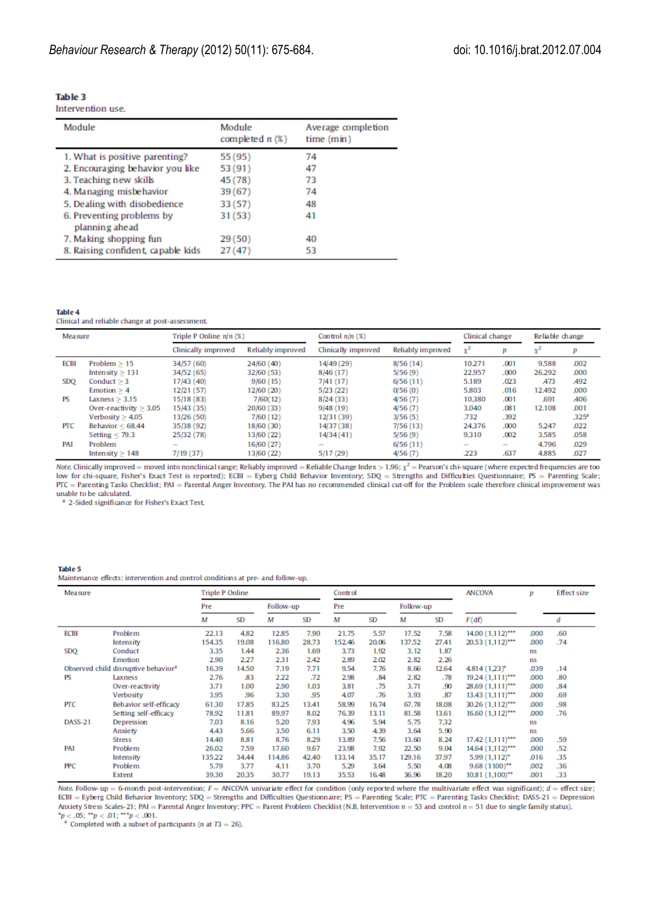**Table 3**
Intervention use.

| Module | Module completed *n* (%) | Average completion time (min) |
|---|---|---|
| 1. What is positive parenting? | 55 (95) | 74 |
| 2. Encouraging behavior you like | 53 (91) | 47 |
| 3. Teaching new skills | 45 (78) | 73 |
| 4. Managing misbehavior | 39 (67) | 74 |
| 5. Dealing with disobedience | 33 (57) | 48 |
| 6. Preventing problems by planning ahead | 31 (53) | 41 |
| 7. Making shopping fun | 29 (50) | 40 |
| 8. Raising confident, capable kids | 27 (47) | 53 |

**Table 4**
Clinical and reliable change at post-assessment.

| Measure | | Triple P Online *n*/*n* (%) | | Control *n*/*n* (%) | | Clinical change | | Reliable change | |
|---|---|---|---|---|---|---|---|---|---|
| | | Clinically improved | Reliably improved | Clinically improved | Reliably improved | $\chi^2$ | *p* | $\chi^2$ | *p* |
| ECBI | Problem ≥ 15 | 34/57 (60) | 24/60 (40) | 14/49 (29) | 8/56 (14) | 10.271 | .001 | 9.588 | .002 |
| | Intensity ≥ 131 | 34/52 (65) | 32/60 (53) | 8/46 (17) | 5/56 (9) | 22.957 | .000 | 26.292 | .000 |
| SDQ | Conduct ≥ 3 | 17/43 (40) | 9/60 (15) | 7/41 (17) | 6/56 (11) | 5.189 | .023 | .473 | .492 |
| | Emotion ≥ 4 | 12/21 (57) | 12/60 (20) | 5/23 (22) | 0/56 (0) | 5.803 | .016 | 12.492 | .000 |
| PS | Laxness ≥ 3.15 | 15/18 (83) | 7/60(12) | 8/24 (33) | 4/56 (7) | 10.380 | .001 | .691 | .406 |
| | Over-reactivity ≥ 3.05 | 15/43 (35) | 20/60 (33) | 9/48 (19) | 4/56 (7) | 3.040 | .081 | 12.108 | .001 |
| | Verbosity ≥ 4.05 | 13/26 (50) | 7/60 (12) | 12/31 (39) | 3/56 (5) | .732 | .392 | | .325[a] |
| PTC | Behavior ≤ 68.44 | 35/38 (92) | 18/60 (30) | 14/37 (38) | 7/56 (13) | 24.376 | .000 | 5.247 | .022 |
| | Setting ≤ 79.3 | 25/32 (78) | 13/60 (22) | 14/34 (41) | 5/56 (9) | 9.310 | .002 | 3.585 | .058 |
| PAI | Problem | – | 16/60 (27) | – | 6/56 (11) | – | – | 4.796 | .029 |
| | Intensity ≥ 148 | 7/19 (37) | 13/60 (22) | 5/17 (29) | 4/56 (7) | .223 | .637 | 4.885 | .027 |

*Note.* Clinically improved = moved into nonclinical range; Reliably improved = Reliable Change Index > 1.96; $\chi^2$ = Pearson's chi-square (where expected frequencies are too low for chi-square, Fisher's Exact Test is reported); ECBI = Eyberg Child Behavior Inventory; SDQ = Strengths and Difficulties Questionnaire; PS = Parenting Scale; PTC = Parenting Tasks Checklist; PAI = Parental Anger Inventory. The PAI has no recommended clinical cut-off for the Problem scale therefore clinical improvement was unable to be calculated.
[a] 2-Sided significance for Fisher's Exact Test.

**Table 5**
Maintenance effects: intervention and control conditions at pre- and follow-up.

| Measure | | Triple P Online | | | | Control | | | | ANCOVA | *p* | Effect size |
|---|---|---|---|---|---|---|---|---|---|---|---|---|
| | | Pre | | Follow-up | | Pre | | Follow-up | | | | |
| | | *M* | SD | *M* | SD | *M* | SD | *M* | SD | *F*(df) | | *d* |
| ECBI | Problem | 22.13 | 4.82 | 12.85 | 7.90 | 21.75 | 5.57 | 17.52 | 7.58 | 14.00 (1,112)*** | .000 | .60 |
| | Intensity | 154.35 | 19.08 | 116.80 | 28.73 | 152.46 | 20.06 | 137.52 | 27.41 | 20.53 (1,112)*** | .000 | .74 |
| SDQ | Conduct | 3.35 | 1.44 | 2.36 | 1.69 | 3.73 | 1.92 | 3.12 | 1.87 | | ns | |
| | Emotion | 2.90 | 2.27 | 2.31 | 2.42 | 2.89 | 2.02 | 2.82 | 2.26 | | ns | |
| Observed child disruptive behavior[a] | | 16.39 | 14.50 | 7.19 | 7.71 | 9.54 | 7.76 | 8.66 | 12.64 | 4.814 (1,23)* | .039 | .14 |
| PS | Laxness | 2.76 | .83 | 2.22 | .72 | 2.98 | .84 | 2.82 | .78 | 19.24 (1,111)*** | .000 | .80 |
| | Over-reactivity | 3.71 | 1.00 | 2.90 | 1.03 | 3.81 | .75 | 3.71 | .90 | 28.69 (1,111)*** | .000 | .84 |
| | Verbosity | 3.95 | .96 | 3.30 | .95 | 4.07 | .76 | 3.93 | .87 | 13.43 (1,111)*** | .000 | .69 |
| PTC | Behavior self-efficacy | 61.30 | 17.85 | 83.25 | 13.41 | 58.99 | 16.74 | 67.78 | 18.08 | 30.26 (1,112)*** | .000 | .98 |
| | Setting self-efficacy | 78.92 | 11.81 | 89.97 | 8.02 | 76.39 | 13.11 | 81.58 | 13.61 | 16.60 (1,112)*** | .000 | .76 |
| DASS-21 | Depression | 7.03 | 8.16 | 5.20 | 7.93 | 4.96 | 5.94 | 5.75 | 7.32 | | ns | |
| | Anxiety | 4.43 | 5.66 | 3.50 | 6.11 | 3.50 | 4.39 | 3.64 | 5.90 | | ns | |
| | Stress | 14.40 | 8.81 | 8.76 | 8.29 | 13.89 | 7.56 | 13.60 | 8.24 | 17.42 (1,111)*** | .000 | .59 |
| PAI | Problem | 26.02 | 7.59 | 17.60 | 9.67 | 23.98 | 7.92 | 22.50 | 9.04 | 14.64 (1,112)*** | .000 | .52 |
| | Intensity | 135.22 | 34.44 | 114.86 | 42.40 | 133.14 | 35.17 | 129.16 | 37.97 | 5.99 (1,112)* | .016 | .35 |
| PPC | Problem | 5.79 | 3.77 | 4.11 | 3.70 | 5.29 | 3.64 | 5.50 | 4.08 | 9.68 (1100)** | .002 | .36 |
| | Extent | 39.30 | 20.35 | 30.77 | 19.13 | 35.53 | 16.48 | 36.96 | 18.20 | 10.81 (1,100)** | .001 | .33 |

*Note.* Follow-up = 6-month post-intervention; *F* = ANCOVA univariate effect for condition (only reported where the multivariate effect was significant); *d* = effect size; ECBI = Eyberg Child Behavior Inventory; SDQ = Strengths and Difficulties Questionnaire; PS = Parenting Scale; PTC = Parenting Tasks Checklist; DASS-21 = Depression Anxiety Stress Scales-21; PAI = Parental Anger Inventory; PPC = Parent Problem Checklist (N.B. Intervention *n* = 53 and control *n* = 51 due to single family status).
\**p* < .05; \*\**p* < .01; \*\*\**p* < .001.
[a] Completed with a subset of participants (*n* at T3 = 26).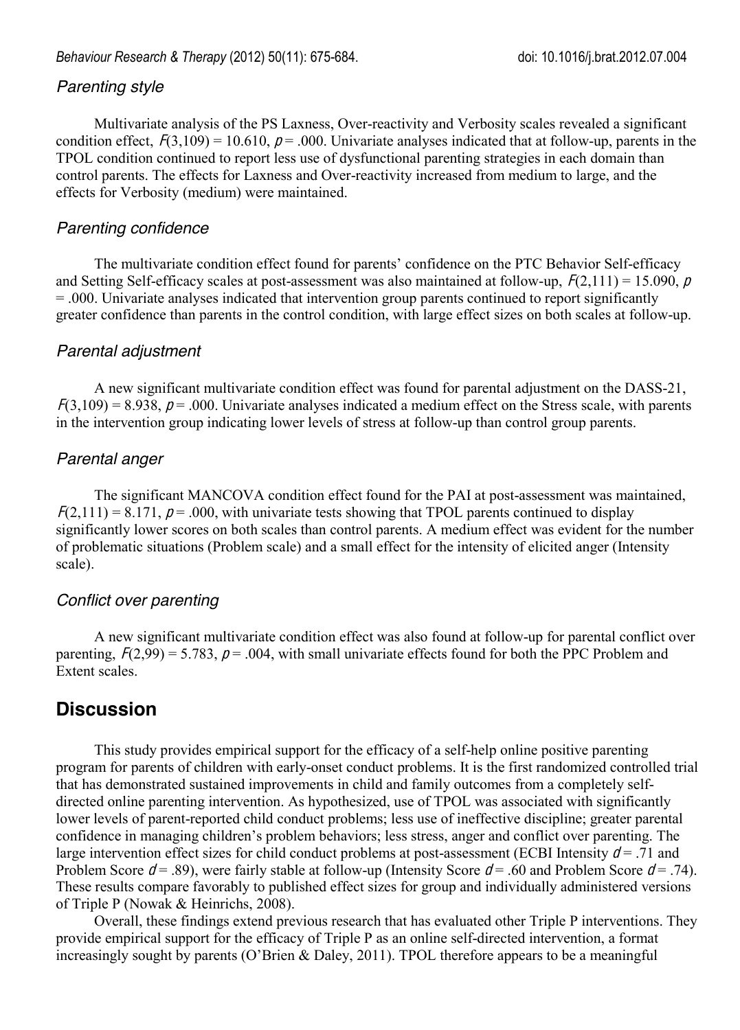### Parenting style

Multivariate analysis of the PS Laxness, Over-reactivity and Verbosity scales revealed a significant condition effect, $F(3,109) = 10.610$, $p = .000$. Univariate analyses indicated that at follow-up, parents in the TPOL condition continued to report less use of dysfunctional parenting strategies in each domain than control parents. The effects for Laxness and Over-reactivity increased from medium to large, and the effects for Verbosity (medium) were maintained.

### Parenting confidence

The multivariate condition effect found for parents' confidence on the PTC Behavior Self-efficacy and Setting Self-efficacy scales at post-assessment was also maintained at follow-up, $F(2,111) = 15.090$, $p = .000$. Univariate analyses indicated that intervention group parents continued to report significantly greater confidence than parents in the control condition, with large effect sizes on both scales at follow-up.

### Parental adjustment

A new significant multivariate condition effect was found for parental adjustment on the DASS-21, $F(3,109) = 8.938$, $p = .000$. Univariate analyses indicated a medium effect on the Stress scale, with parents in the intervention group indicating lower levels of stress at follow-up than control group parents.

### Parental anger

The significant MANCOVA condition effect found for the PAI at post-assessment was maintained, $F(2,111) = 8.171$, $p = .000$, with univariate tests showing that TPOL parents continued to display significantly lower scores on both scales than control parents. A medium effect was evident for the number of problematic situations (Problem scale) and a small effect for the intensity of elicited anger (Intensity scale).

### Conflict over parenting

A new significant multivariate condition effect was also found at follow-up for parental conflict over parenting, $F(2,99) = 5.783$, $p = .004$, with small univariate effects found for both the PPC Problem and Extent scales.

## Discussion

This study provides empirical support for the efficacy of a self-help online positive parenting program for parents of children with early-onset conduct problems. It is the first randomized controlled trial that has demonstrated sustained improvements in child and family outcomes from a completely self-directed online parenting intervention. As hypothesized, use of TPOL was associated with significantly lower levels of parent-reported child conduct problems; less use of ineffective discipline; greater parental confidence in managing children's problem behaviors; less stress, anger and conflict over parenting. The large intervention effect sizes for child conduct problems at post-assessment (ECBI Intensity $d = .71$ and Problem Score $d = .89$), were fairly stable at follow-up (Intensity Score $d = .60$ and Problem Score $d = .74$). These results compare favorably to published effect sizes for group and individually administered versions of Triple P (Nowak & Heinrichs, 2008).

Overall, these findings extend previous research that has evaluated other Triple P interventions. They provide empirical support for the efficacy of Triple P as an online self-directed intervention, a format increasingly sought by parents (O'Brien & Daley, 2011). TPOL therefore appears to be a meaningful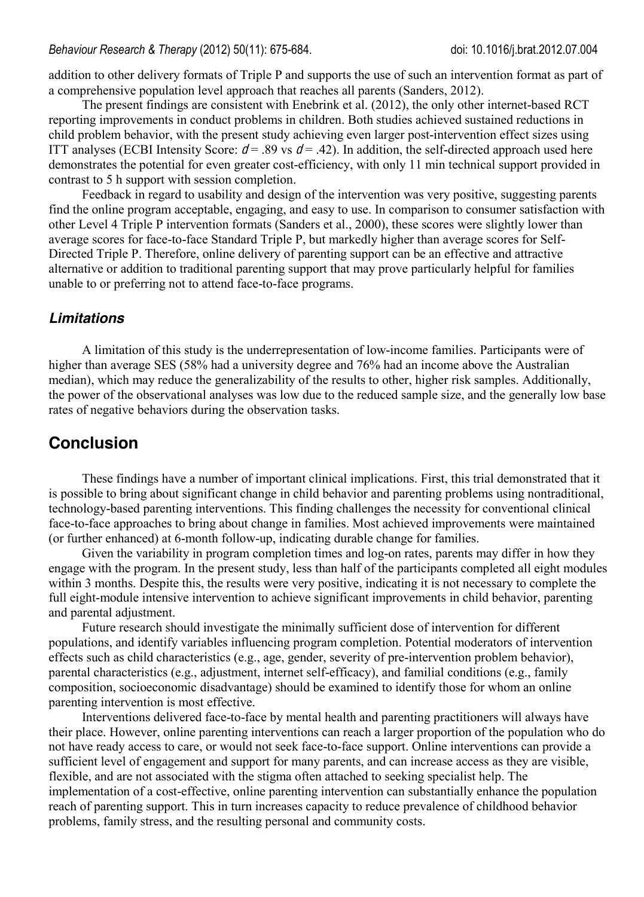addition to other delivery formats of Triple P and supports the use of such an intervention format as part of a comprehensive population level approach that reaches all parents (Sanders, 2012).

The present findings are consistent with Enebrink et al. (2012), the only other internet-based RCT reporting improvements in conduct problems in children. Both studies achieved sustained reductions in child problem behavior, with the present study achieving even larger post-intervention effect sizes using ITT analyses (ECBI Intensity Score: $d = .89$ vs $d = .42$). In addition, the self-directed approach used here demonstrates the potential for even greater cost-efficiency, with only 11 min technical support provided in contrast to 5 h support with session completion.

Feedback in regard to usability and design of the intervention was very positive, suggesting parents find the online program acceptable, engaging, and easy to use. In comparison to consumer satisfaction with other Level 4 Triple P intervention formats (Sanders et al., 2000), these scores were slightly lower than average scores for face-to-face Standard Triple P, but markedly higher than average scores for Self-Directed Triple P. Therefore, online delivery of parenting support can be an effective and attractive alternative or addition to traditional parenting support that may prove particularly helpful for families unable to or preferring not to attend face-to-face programs.

### *Limitations*

A limitation of this study is the underrepresentation of low-income families. Participants were of higher than average SES (58% had a university degree and 76% had an income above the Australian median), which may reduce the generalizability of the results to other, higher risk samples. Additionally, the power of the observational analyses was low due to the reduced sample size, and the generally low base rates of negative behaviors during the observation tasks.

## Conclusion

These findings have a number of important clinical implications. First, this trial demonstrated that it is possible to bring about significant change in child behavior and parenting problems using nontraditional, technology-based parenting interventions. This finding challenges the necessity for conventional clinical face-to-face approaches to bring about change in families. Most achieved improvements were maintained (or further enhanced) at 6-month follow-up, indicating durable change for families.

Given the variability in program completion times and log-on rates, parents may differ in how they engage with the program. In the present study, less than half of the participants completed all eight modules within 3 months. Despite this, the results were very positive, indicating it is not necessary to complete the full eight-module intensive intervention to achieve significant improvements in child behavior, parenting and parental adjustment.

Future research should investigate the minimally sufficient dose of intervention for different populations, and identify variables influencing program completion. Potential moderators of intervention effects such as child characteristics (e.g., age, gender, severity of pre-intervention problem behavior), parental characteristics (e.g., adjustment, internet self-efficacy), and familial conditions (e.g., family composition, socioeconomic disadvantage) should be examined to identify those for whom an online parenting intervention is most effective.

Interventions delivered face-to-face by mental health and parenting practitioners will always have their place. However, online parenting interventions can reach a larger proportion of the population who do not have ready access to care, or would not seek face-to-face support. Online interventions can provide a sufficient level of engagement and support for many parents, and can increase access as they are visible, flexible, and are not associated with the stigma often attached to seeking specialist help. The implementation of a cost-effective, online parenting intervention can substantially enhance the population reach of parenting support. This in turn increases capacity to reduce prevalence of childhood behavior problems, family stress, and the resulting personal and community costs.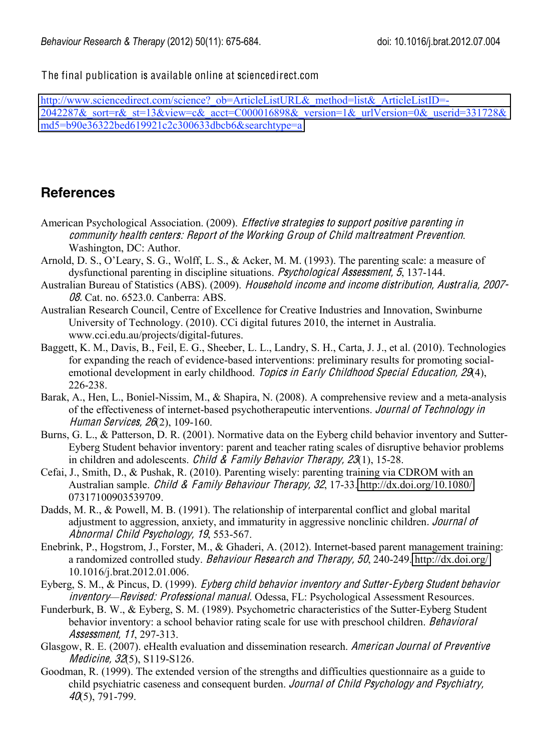The final publication is available online at sciencedirect.com

http://www.sciencedirect.com/science?_ob=ArticleListURL&_method=list&_ArticleListID=-2042287&_sort=r&_st=13&view=c&_acct=C000016898&_version=1&_urlVersion=0&_userid=331728&md5=b90e36322bed619921c2c300633dbcb6&searchtype=a

## References

American Psychological Association. (2009). *Effective strategies to support positive parenting in community health centers: Report of the Working Group of Child maltreatment Prevention*. Washington, DC: Author.

Arnold, D. S., O'Leary, S. G., Wolff, L. S., & Acker, M. M. (1993). The parenting scale: a measure of dysfunctional parenting in discipline situations. *Psychological Assessment, 5*, 137-144.

Australian Bureau of Statistics (ABS). (2009). *Household income and income distribution, Australia, 2007-08*. Cat. no. 6523.0. Canberra: ABS.

Australian Research Council, Centre of Excellence for Creative Industries and Innovation, Swinburne University of Technology. (2010). CCi digital futures 2010, the internet in Australia. www.cci.edu.au/projects/digital-futures.

Baggett, K. M., Davis, B., Feil, E. G., Sheeber, L. L., Landry, S. H., Carta, J. J., et al. (2010). Technologies for expanding the reach of evidence-based interventions: preliminary results for promoting social-emotional development in early childhood. *Topics in Early Childhood Special Education, 29*(4), 226-238.

Barak, A., Hen, L., Boniel-Nissim, M., & Shapira, N. (2008). A comprehensive review and a meta-analysis of the effectiveness of internet-based psychotherapeutic interventions. *Journal of Technology in Human Services, 26*(2), 109-160.

Burns, G. L., & Patterson, D. R. (2001). Normative data on the Eyberg child behavior inventory and Sutter-Eyberg Student behavior inventory: parent and teacher rating scales of disruptive behavior problems in children and adolescents. *Child & Family Behavior Therapy, 23*(1), 15-28.

Cefai, J., Smith, D., & Pushak, R. (2010). Parenting wisely: parenting training via CDROM with an Australian sample. *Child & Family Behaviour Therapy, 32*, 17-33. http://dx.doi.org/10.1080/07317100903539709.

Dadds, M. R., & Powell, M. B. (1991). The relationship of interparental conflict and global marital adjustment to aggression, anxiety, and immaturity in aggressive nonclinic children. *Journal of Abnormal Child Psychology, 19*, 553-567.

Enebrink, P., Hogstrom, J., Forster, M., & Ghaderi, A. (2012). Internet-based parent management training: a randomized controlled study. *Behaviour Research and Therapy, 50*, 240-249. http://dx.doi.org/10.1016/j.brat.2012.01.006.

Eyberg, S. M., & Pincus, D. (1999). *Eyberg child behavior inventory and Sutter-Eyberg Student behavior inventory—Revised: Professional manual*. Odessa, FL: Psychological Assessment Resources.

Funderburk, B. W., & Eyberg, S. M. (1989). Psychometric characteristics of the Sutter-Eyberg Student behavior inventory: a school behavior rating scale for use with preschool children. *Behavioral Assessment, 11*, 297-313.

Glasgow, R. E. (2007). eHealth evaluation and dissemination research. *American Journal of Preventive Medicine, 32*(5), S119-S126.

Goodman, R. (1999). The extended version of the strengths and difficulties questionnaire as a guide to child psychiatric caseness and consequent burden. *Journal of Child Psychology and Psychiatry, 40*(5), 791-799.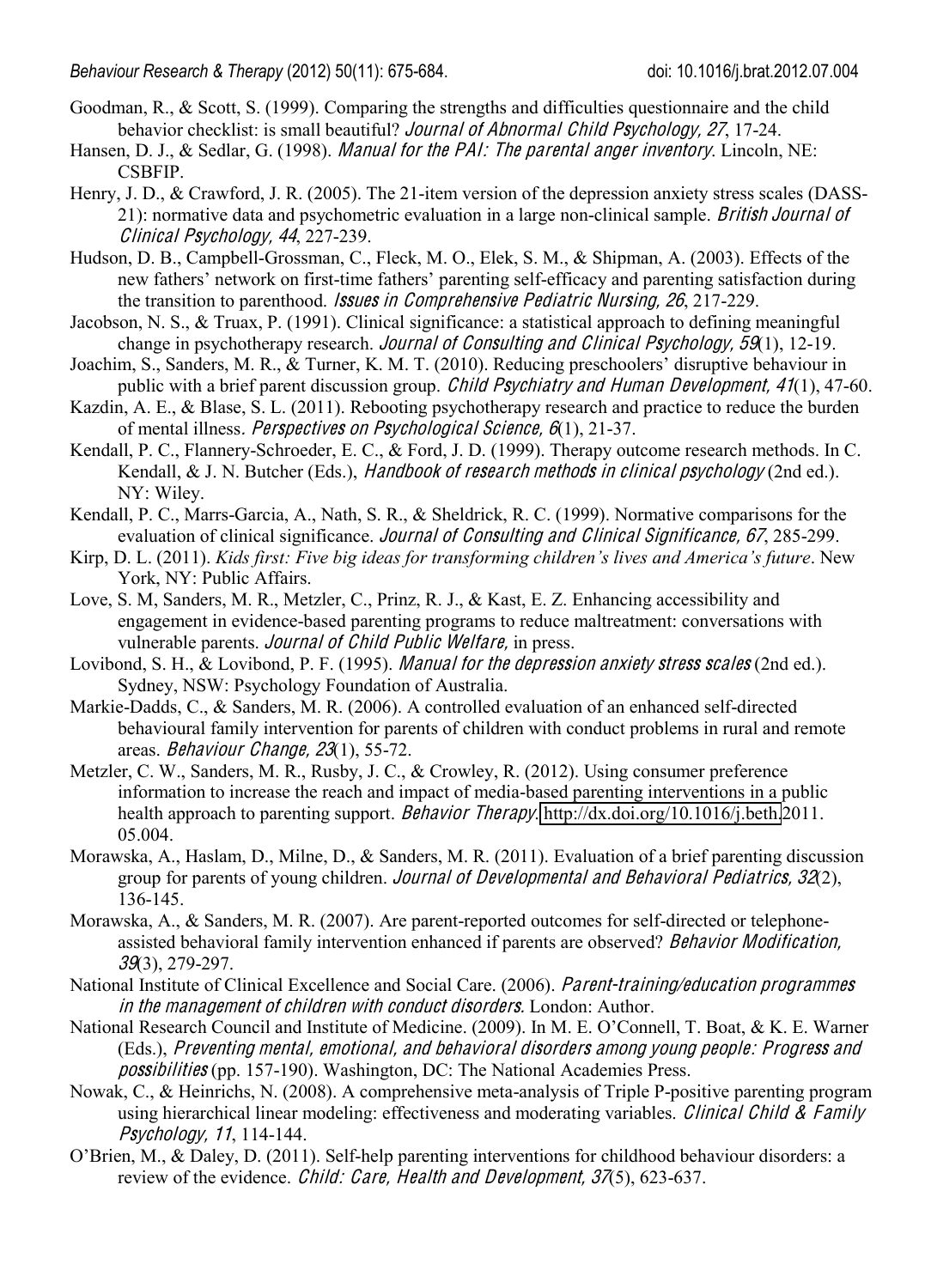Goodman, R., & Scott, S. (1999). Comparing the strengths and difficulties questionnaire and the child behavior checklist: is small beautiful? *Journal of Abnormal Child Psychology, 27*, 17-24.

Hansen, D. J., & Sedlar, G. (1998). *Manual for the PAI: The parental anger inventory*. Lincoln, NE: CSBFIP.

Henry, J. D., & Crawford, J. R. (2005). The 21-item version of the depression anxiety stress scales (DASS-21): normative data and psychometric evaluation in a large non-clinical sample. *British Journal of Clinical Psychology, 44*, 227-239.

Hudson, D. B., Campbell-Grossman, C., Fleck, M. O., Elek, S. M., & Shipman, A. (2003). Effects of the new fathers' network on first-time fathers' parenting self-efficacy and parenting satisfaction during the transition to parenthood. *Issues in Comprehensive Pediatric Nursing, 26*, 217-229.

Jacobson, N. S., & Truax, P. (1991). Clinical significance: a statistical approach to defining meaningful change in psychotherapy research. *Journal of Consulting and Clinical Psychology, 59*(1), 12-19.

Joachim, S., Sanders, M. R., & Turner, K. M. T. (2010). Reducing preschoolers' disruptive behaviour in public with a brief parent discussion group. *Child Psychiatry and Human Development, 41*(1), 47-60.

Kazdin, A. E., & Blase, S. L. (2011). Rebooting psychotherapy research and practice to reduce the burden of mental illness. *Perspectives on Psychological Science, 6*(1), 21-37.

Kendall, P. C., Flannery-Schroeder, E. C., & Ford, J. D. (1999). Therapy outcome research methods. In C. Kendall, & J. N. Butcher (Eds.), *Handbook of research methods in clinical psychology* (2nd ed.). NY: Wiley.

Kendall, P. C., Marrs-Garcia, A., Nath, S. R., & Sheldrick, R. C. (1999). Normative comparisons for the evaluation of clinical significance. *Journal of Consulting and Clinical Significance, 67*, 285-299.

Kirp, D. L. (2011). *Kids first: Five big ideas for transforming children's lives and America's future*. New York, NY: Public Affairs.

Love, S. M, Sanders, M. R., Metzler, C., Prinz, R. J., & Kast, E. Z. Enhancing accessibility and engagement in evidence-based parenting programs to reduce maltreatment: conversations with vulnerable parents. *Journal of Child Public Welfare,* in press.

Lovibond, S. H., & Lovibond, P. F. (1995). *Manual for the depression anxiety stress scales* (2nd ed.). Sydney, NSW: Psychology Foundation of Australia.

Markie-Dadds, C., & Sanders, M. R. (2006). A controlled evaluation of an enhanced self-directed behavioural family intervention for parents of children with conduct problems in rural and remote areas. *Behaviour Change, 23*(1), 55-72.

Metzler, C. W., Sanders, M. R., Rusby, J. C., & Crowley, R. (2012). Using consumer preference information to increase the reach and impact of media-based parenting interventions in a public health approach to parenting support. *Behavior Therapy*. http://dx.doi.org/10.1016/j.beth.2011.05.004.

Morawska, A., Haslam, D., Milne, D., & Sanders, M. R. (2011). Evaluation of a brief parenting discussion group for parents of young children. *Journal of Developmental and Behavioral Pediatrics, 32*(2), 136-145.

Morawska, A., & Sanders, M. R. (2007). Are parent-reported outcomes for self-directed or telephone-assisted behavioral family intervention enhanced if parents are observed? *Behavior Modification, 39*(3), 279-297.

National Institute of Clinical Excellence and Social Care. (2006). *Parent-training/education programmes in the management of children with conduct disorders*. London: Author.

National Research Council and Institute of Medicine. (2009). In M. E. O'Connell, T. Boat, & K. E. Warner (Eds.), *Preventing mental, emotional, and behavioral disorders among young people: Progress and possibilities* (pp. 157-190). Washington, DC: The National Academies Press.

Nowak, C., & Heinrichs, N. (2008). A comprehensive meta-analysis of Triple P-positive parenting program using hierarchical linear modeling: effectiveness and moderating variables. *Clinical Child & Family Psychology, 11*, 114-144.

O'Brien, M., & Daley, D. (2011). Self-help parenting interventions for childhood behaviour disorders: a review of the evidence. *Child: Care, Health and Development, 37*(5), 623-637.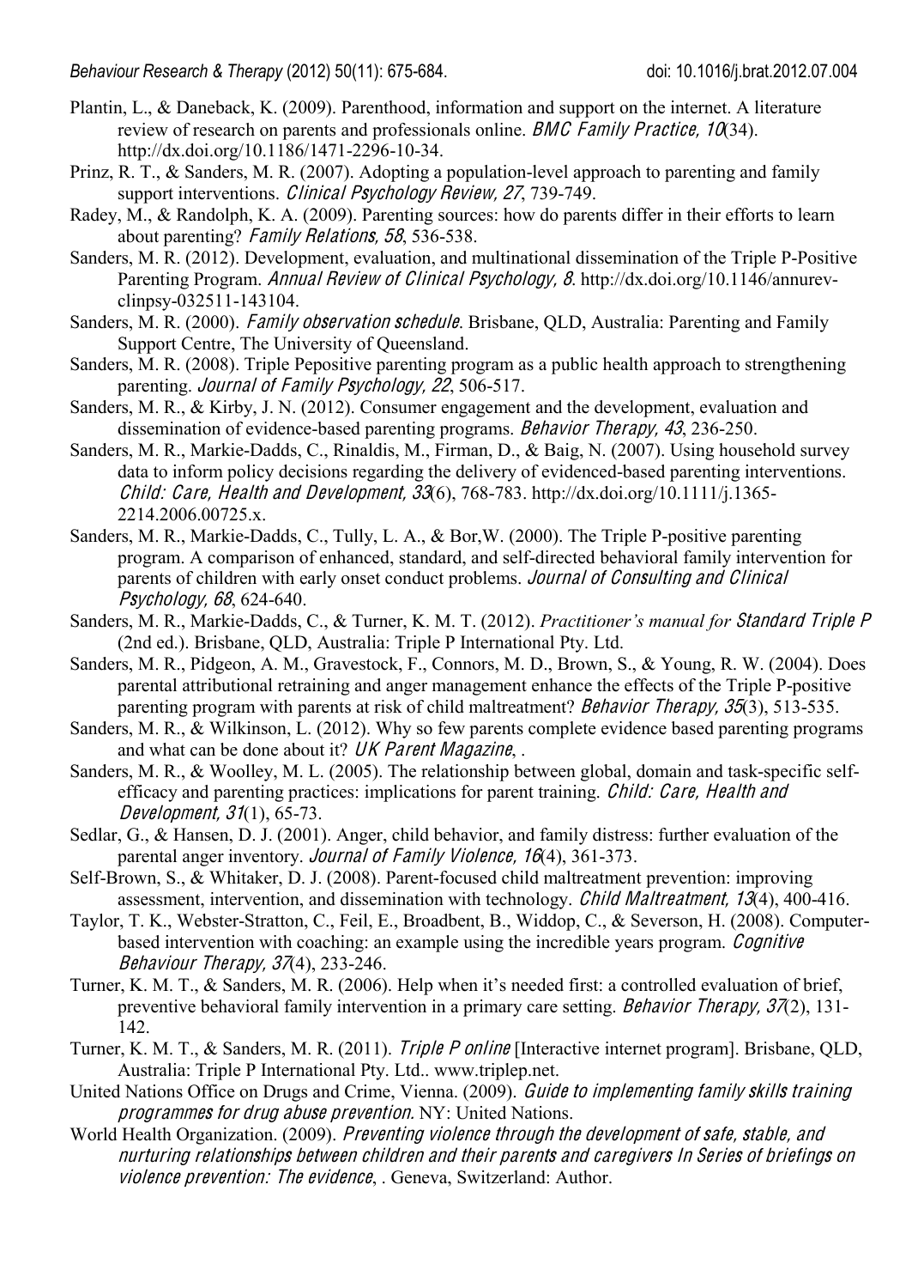Plantin, L., & Daneback, K. (2009). Parenthood, information and support on the internet. A literature review of research on parents and professionals online. *BMC Family Practice, 10*(34). http://dx.doi.org/10.1186/1471-2296-10-34.

Prinz, R. T., & Sanders, M. R. (2007). Adopting a population-level approach to parenting and family support interventions. *Clinical Psychology Review, 27*, 739-749.

Radey, M., & Randolph, K. A. (2009). Parenting sources: how do parents differ in their efforts to learn about parenting? *Family Relations, 58*, 536-538.

Sanders, M. R. (2012). Development, evaluation, and multinational dissemination of the Triple P-Positive Parenting Program. *Annual Review of Clinical Psychology, 8*. http://dx.doi.org/10.1146/annurev-clinpsy-032511-143104.

Sanders, M. R. (2000). *Family observation schedule*. Brisbane, QLD, Australia: Parenting and Family Support Centre, The University of Queensland.

Sanders, M. R. (2008). Triple Pepositive parenting program as a public health approach to strengthening parenting. *Journal of Family Psychology, 22*, 506-517.

Sanders, M. R., & Kirby, J. N. (2012). Consumer engagement and the development, evaluation and dissemination of evidence-based parenting programs. *Behavior Therapy, 43*, 236-250.

Sanders, M. R., Markie-Dadds, C., Rinaldis, M., Firman, D., & Baig, N. (2007). Using household survey data to inform policy decisions regarding the delivery of evidenced-based parenting interventions. *Child: Care, Health and Development, 33*(6), 768-783. http://dx.doi.org/10.1111/j.1365-2214.2006.00725.x.

Sanders, M. R., Markie-Dadds, C., Tully, L. A., & Bor,W. (2000). The Triple P-positive parenting program. A comparison of enhanced, standard, and self-directed behavioral family intervention for parents of children with early onset conduct problems. *Journal of Consulting and Clinical Psychology, 68*, 624-640.

Sanders, M. R., Markie-Dadds, C., & Turner, K. M. T. (2012). *Practitioner's manual for Standard Triple P* (2nd ed.). Brisbane, QLD, Australia: Triple P International Pty. Ltd.

Sanders, M. R., Pidgeon, A. M., Gravestock, F., Connors, M. D., Brown, S., & Young, R. W. (2004). Does parental attributional retraining and anger management enhance the effects of the Triple P-positive parenting program with parents at risk of child maltreatment? *Behavior Therapy, 35*(3), 513-535.

Sanders, M. R., & Wilkinson, L. (2012). Why so few parents complete evidence based parenting programs and what can be done about it? *UK Parent Magazine*, .

Sanders, M. R., & Woolley, M. L. (2005). The relationship between global, domain and task-specific self-efficacy and parenting practices: implications for parent training. *Child: Care, Health and Development, 31*(1), 65-73.

Sedlar, G., & Hansen, D. J. (2001). Anger, child behavior, and family distress: further evaluation of the parental anger inventory. *Journal of Family Violence, 16*(4), 361-373.

Self-Brown, S., & Whitaker, D. J. (2008). Parent-focused child maltreatment prevention: improving assessment, intervention, and dissemination with technology. *Child Maltreatment, 13*(4), 400-416.

Taylor, T. K., Webster-Stratton, C., Feil, E., Broadbent, B., Widdop, C., & Severson, H. (2008). Computer-based intervention with coaching: an example using the incredible years program. *Cognitive Behaviour Therapy, 37*(4), 233-246.

Turner, K. M. T., & Sanders, M. R. (2006). Help when it's needed first: a controlled evaluation of brief, preventive behavioral family intervention in a primary care setting. *Behavior Therapy, 37*(2), 131-142.

Turner, K. M. T., & Sanders, M. R. (2011). *Triple P online* [Interactive internet program]. Brisbane, QLD, Australia: Triple P International Pty. Ltd.. www.triplep.net.

United Nations Office on Drugs and Crime, Vienna. (2009). *Guide to implementing family skills training programmes for drug abuse prevention.* NY: United Nations.

World Health Organization. (2009). *Preventing violence through the development of safe, stable, and nurturing relationships between children and their parents and caregivers In Series of briefings on violence prevention: The evidence*, . Geneva, Switzerland: Author.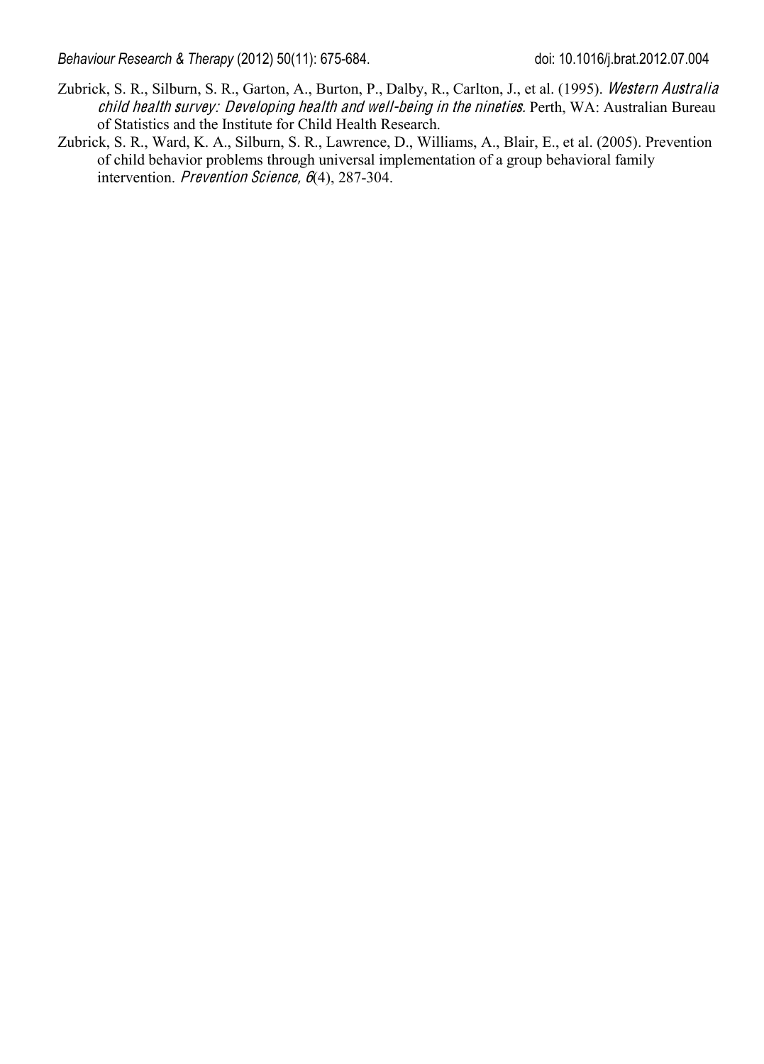Zubrick, S. R., Silburn, S. R., Garton, A., Burton, P., Dalby, R., Carlton, J., et al. (1995). *Western Australia child health survey: Developing health and well-being in the nineties.* Perth, WA: Australian Bureau of Statistics and the Institute for Child Health Research.

Zubrick, S. R., Ward, K. A., Silburn, S. R., Lawrence, D., Williams, A., Blair, E., et al. (2005). Prevention of child behavior problems through universal implementation of a group behavioral family intervention. *Prevention Science, 6*(4), 287-304.